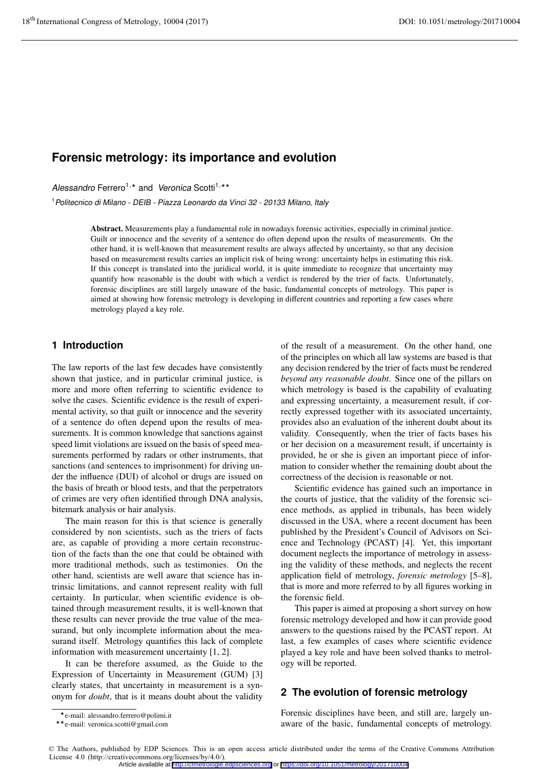# Forensic metrology: its importance and evolution

*Alessandro* Ferrero[1,⋆] and *Veronica* Scotti[1,⋆⋆]

[1] *Politecnico di Milano - DEIB - Piazza Leonardo da Vinci 32 - 20133 Milano, Italy*

**Abstract.** Measurements play a fundamental role in nowadays forensic activities, especially in criminal justice. Guilt or innocence and the severity of a sentence do often depend upon the results of measurements. On the other hand, it is well-known that measurement results are always affected by uncertainty, so that any decision based on measurement results carries an implicit risk of being wrong: uncertainty helps in estimating this risk. If this concept is translated into the juridical world, it is quite immediate to recognize that uncertainty may quantify how reasonable is the doubt with which a verdict is rendered by the trier of facts. Unfortunately, forensic disciplines are still largely unaware of the basic, fundamental concepts of metrology. This paper is aimed at showing how forensic metrology is developing in different countries and reporting a few cases where metrology played a key role.

## 1 Introduction

The law reports of the last few decades have consistently shown that justice, and in particular criminal justice, is more and more often referring to scientific evidence to solve the cases. Scientific evidence is the result of experimental activity, so that guilt or innocence and the severity of a sentence do often depend upon the results of measurements. It is common knowledge that sanctions against speed limit violations are issued on the basis of speed measurements performed by radars or other instruments, that sanctions (and sentences to imprisonment) for driving under the influence (DUI) of alcohol or drugs are issued on the basis of breath or blood tests, and that the perpetrators of crimes are very often identified through DNA analysis, bitemark analysis or hair analysis.

The main reason for this is that science is generally considered by non scientists, such as the triers of facts are, as capable of providing a more certain reconstruction of the facts than the one that could be obtained with more traditional methods, such as testimonies. On the other hand, scientists are well aware that science has intrinsic limitations, and cannot represent reality with full certainty. In particular, when scientific evidence is obtained through measurement results, it is well-known that these results can never provide the true value of the measurand, but only incomplete information about the measurand itself. Metrology quantifies this lack of complete information with measurement uncertainty [1, 2].

It can be therefore assumed, as the Guide to the Expression of Uncertainty in Measurement (GUM) [3] clearly states, that uncertainty in measurement is a synonym for *doubt*, that is it means doubt about the validity of the result of a measurement. On the other hand, one of the principles on which all law systems are based is that any decision rendered by the trier of facts must be rendered *beyond any reasonable doubt*. Since one of the pillars on which metrology is based is the capability of evaluating and expressing uncertainty, a measurement result, if correctly expressed together with its associated uncertainty, provides also an evaluation of the inherent doubt about its validity. Consequently, when the trier of facts bases his or her decision on a measurement result, if uncertainty is provided, he or she is given an important piece of information to consider whether the remaining doubt about the correctness of the decision is reasonable or not.

Scientific evidence has gained such an importance in the courts of justice, that the validity of the forensic science methods, as applied in tribunals, has been widely discussed in the USA, where a recent document has been published by the President's Council of Advisors on Science and Technology (PCAST) [4]. Yet, this important document neglects the importance of metrology in assessing the validity of these methods, and neglects the recent application field of metrology, *forensic metrology* [5–8], that is more and more referred to by all figures working in the forensic field.

This paper is aimed at proposing a short survey on how forensic metrology developed and how it can provide good answers to the questions raised by the PCAST report. At last, a few examples of cases where scientific evidence played a key role and have been solved thanks to metrology will be reported.

## 2 The evolution of forensic metrology

Forensic disciplines have been, and still are, largely unaware of the basic, fundamental concepts of metrology.

⋆e-mail: alessandro.ferrero@polimi.it

⋆⋆e-mail: veronica.scotti@gmail.com

© The Authors, published by EDP Sciences. This is an open access article distributed under the terms of the Creative Commons Attribution License 4.0 (http://creativecommons.org/licenses/by/4.0/).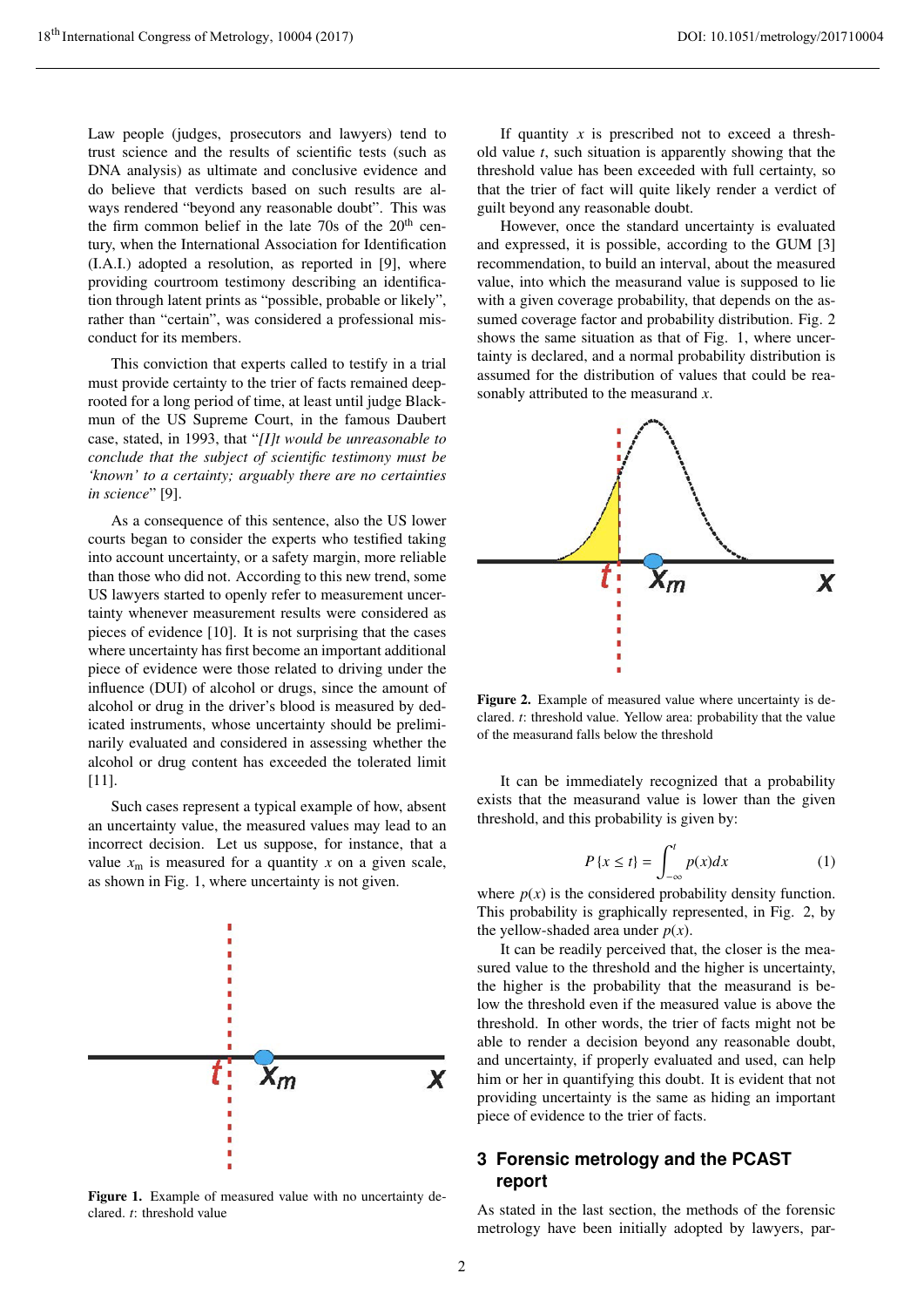Law people (judges, prosecutors and lawyers) tend to trust science and the results of scientific tests (such as DNA analysis) as ultimate and conclusive evidence and do believe that verdicts based on such results are always rendered "beyond any reasonable doubt". This was the firm common belief in the late 70s of the 20th century, when the International Association for Identification (I.A.I.) adopted a resolution, as reported in [9], where providing courtroom testimony describing an identification through latent prints as "possible, probable or likely", rather than "certain", was considered a professional misconduct for its members.

This conviction that experts called to testify in a trial must provide certainty to the trier of facts remained deep-rooted for a long period of time, at least until judge Blackmun of the US Supreme Court, in the famous Daubert case, stated, in 1993, that "*[I]t would be unreasonable to conclude that the subject of scientific testimony must be 'known' to a certainty; arguably there are no certainties in science*" [9].

As a consequence of this sentence, also the US lower courts began to consider the experts who testified taking into account uncertainty, or a safety margin, more reliable than those who did not. According to this new trend, some US lawyers started to openly refer to measurement uncertainty whenever measurement results were considered as pieces of evidence [10]. It is not surprising that the cases where uncertainty has first become an important additional piece of evidence were those related to driving under the influence (DUI) of alcohol or drugs, since the amount of alcohol or drug in the driver's blood is measured by dedicated instruments, whose uncertainty should be preliminarily evaluated and considered in assessing whether the alcohol or drug content has exceeded the tolerated limit [11].

Such cases represent a typical example of how, absent an uncertainty value, the measured values may lead to an incorrect decision. Let us suppose, for instance, that a value $x_m$ is measured for a quantity $x$ on a given scale, as shown in Fig. 1, where uncertainty is not given.

**Figure 1.** Example of measured value with no uncertainty declared. $t$: threshold value

If quantity $x$ is prescribed not to exceed a threshold value $t$, such situation is apparently showing that the threshold value has been exceeded with full certainty, so that the trier of fact will quite likely render a verdict of guilt beyond any reasonable doubt.

However, once the standard uncertainty is evaluated and expressed, it is possible, according to the GUM [3] recommendation, to build an interval, about the measured value, into which the measurand value is supposed to lie with a given coverage probability, that depends on the assumed coverage factor and probability distribution. Fig. 2 shows the same situation as that of Fig. 1, where uncertainty is declared, and a normal probability distribution is assumed for the distribution of values that could be reasonably attributed to the measurand $x$.

**Figure 2.** Example of measured value where uncertainty is declared. $t$: threshold value. Yellow area: probability that the value of the measurand falls below the threshold

It can be immediately recognized that a probability exists that the measurand value is lower than the given threshold, and this probability is given by:

$$P\{x \leq t\} = \int_{-\infty}^{t} p(x)dx \qquad (1)$$

where $p(x)$ is the considered probability density function. This probability is graphically represented, in Fig. 2, by the yellow-shaded area under $p(x)$.

It can be readily perceived that, the closer is the measured value to the threshold and the higher is uncertainty, the higher is the probability that the measurand is below the threshold even if the measured value is above the threshold. In other words, the trier of facts might not be able to render a decision beyond any reasonable doubt, and uncertainty, if properly evaluated and used, can help him or her in quantifying this doubt. It is evident that not providing uncertainty is the same as hiding an important piece of evidence to the trier of facts.

## 3 Forensic metrology and the PCAST report

As stated in the last section, the methods of the forensic metrology have been initially adopted by lawyers, par-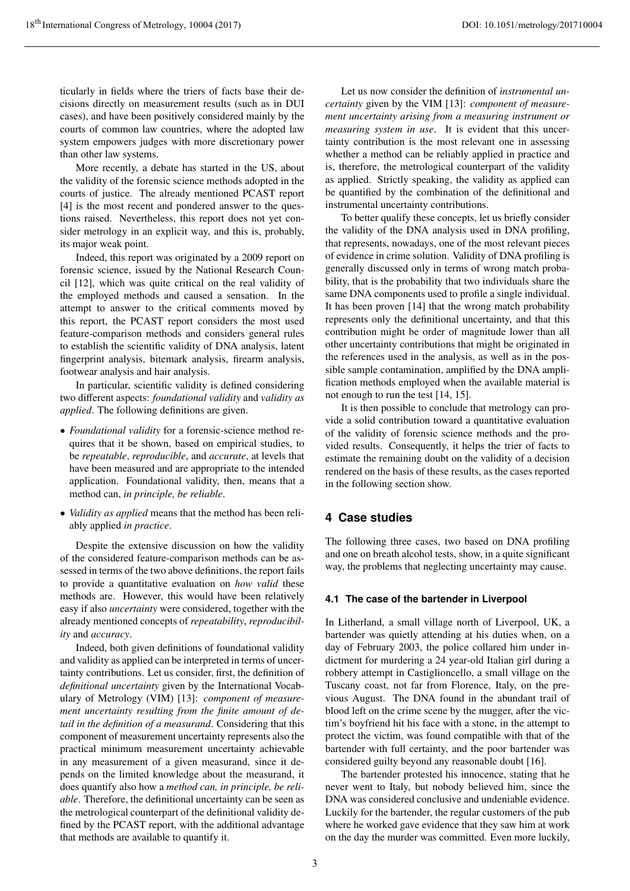ticularly in fields where the triers of facts base their decisions directly on measurement results (such as in DUI cases), and have been positively considered mainly by the courts of common law countries, where the adopted law system empowers judges with more discretionary power than other law systems.

More recently, a debate has started in the US, about the validity of the forensic science methods adopted in the courts of justice. The already mentioned PCAST report [4] is the most recent and pondered answer to the questions raised. Nevertheless, this report does not yet consider metrology in an explicit way, and this is, probably, its major weak point.

Indeed, this report was originated by a 2009 report on forensic science, issued by the National Research Council [12], which was quite critical on the real validity of the employed methods and caused a sensation. In the attempt to answer to the critical comments moved by this report, the PCAST report considers the most used feature-comparison methods and considers general rules to establish the scientific validity of DNA analysis, latent fingerprint analysis, bitemark analysis, firearm analysis, footwear analysis and hair analysis.

In particular, scientific validity is defined considering two different aspects: *foundational validity* and *validity as applied*. The following definitions are given.

- *Foundational validity* for a forensic-science method requires that it be shown, based on empirical studies, to be *repeatable*, *reproducible*, and *accurate*, at levels that have been measured and are appropriate to the intended application. Foundational validity, then, means that a method can, *in principle, be reliable*.
- *Validity as applied* means that the method has been reliably applied *in practice*.

Despite the extensive discussion on how the validity of the considered feature-comparison methods can be assessed in terms of the two above definitions, the report fails to provide a quantitative evaluation on *how valid* these methods are. However, this would have been relatively easy if also *uncertainty* were considered, together with the already mentioned concepts of *repeatability*, *reproducibility* and *accuracy*.

Indeed, both given definitions of foundational validity and validity as applied can be interpreted in terms of uncertainty contributions. Let us consider, first, the definition of *definitional uncertainty* given by the International Vocabulary of Metrology (VIM) [13]: *component of measurement uncertainty resulting from the finite amount of detail in the definition of a measurand*. Considering that this component of measurement uncertainty represents also the practical minimum measurement uncertainty achievable in any measurement of a given measurand, since it depends on the limited knowledge about the measurand, it does quantify also how a *method can, in principle, be reliable*. Therefore, the definitional uncertainty can be seen as the metrological counterpart of the definitional validity defined by the PCAST report, with the additional advantage that methods are available to quantify it.

Let us now consider the definition of *instrumental uncertainty* given by the VIM [13]: *component of measurement uncertainty arising from a measuring instrument or measuring system in use*. It is evident that this uncertainty contribution is the most relevant one in assessing whether a method can be reliably applied in practice and is, therefore, the metrological counterpart of the validity as applied. Strictly speaking, the validity as applied can be quantified by the combination of the definitional and instrumental uncertainty contributions.

To better qualify these concepts, let us briefly consider the validity of the DNA analysis used in DNA profiling, that represents, nowadays, one of the most relevant pieces of evidence in crime solution. Validity of DNA profiling is generally discussed only in terms of wrong match probability, that is the probability that two individuals share the same DNA components used to profile a single individual. It has been proven [14] that the wrong match probability represents only the definitional uncertainty, and that this contribution might be order of magnitude lower than all other uncertainty contributions that might be originated in the references used in the analysis, as well as in the possible sample contamination, amplified by the DNA amplification methods employed when the available material is not enough to run the test [14, 15].

It is then possible to conclude that metrology can provide a solid contribution toward a quantitative evaluation of the validity of forensic science methods and the provided results. Consequently, it helps the trier of facts to estimate the remaining doubt on the validity of a decision rendered on the basis of these results, as the cases reported in the following section show.

## 4 Case studies

The following three cases, two based on DNA profiling and one on breath alcohol tests, show, in a quite significant way, the problems that neglecting uncertainty may cause.

### 4.1 The case of the bartender in Liverpool

In Litherland, a small village north of Liverpool, UK, a bartender was quietly attending at his duties when, on a day of February 2003, the police collared him under indictment for murdering a 24 year-old Italian girl during a robbery attempt in Castiglioncello, a small village on the Tuscany coast, not far from Florence, Italy, on the previous August. The DNA found in the abundant trail of blood left on the crime scene by the mugger, after the victim's boyfriend hit his face with a stone, in the attempt to protect the victim, was found compatible with that of the bartender with full certainty, and the poor bartender was considered guilty beyond any reasonable doubt [16].

The bartender protested his innocence, stating that he never went to Italy, but nobody believed him, since the DNA was considered conclusive and undeniable evidence. Luckily for the bartender, the regular customers of the pub where he worked gave evidence that they saw him at work on the day the murder was committed. Even more luckily,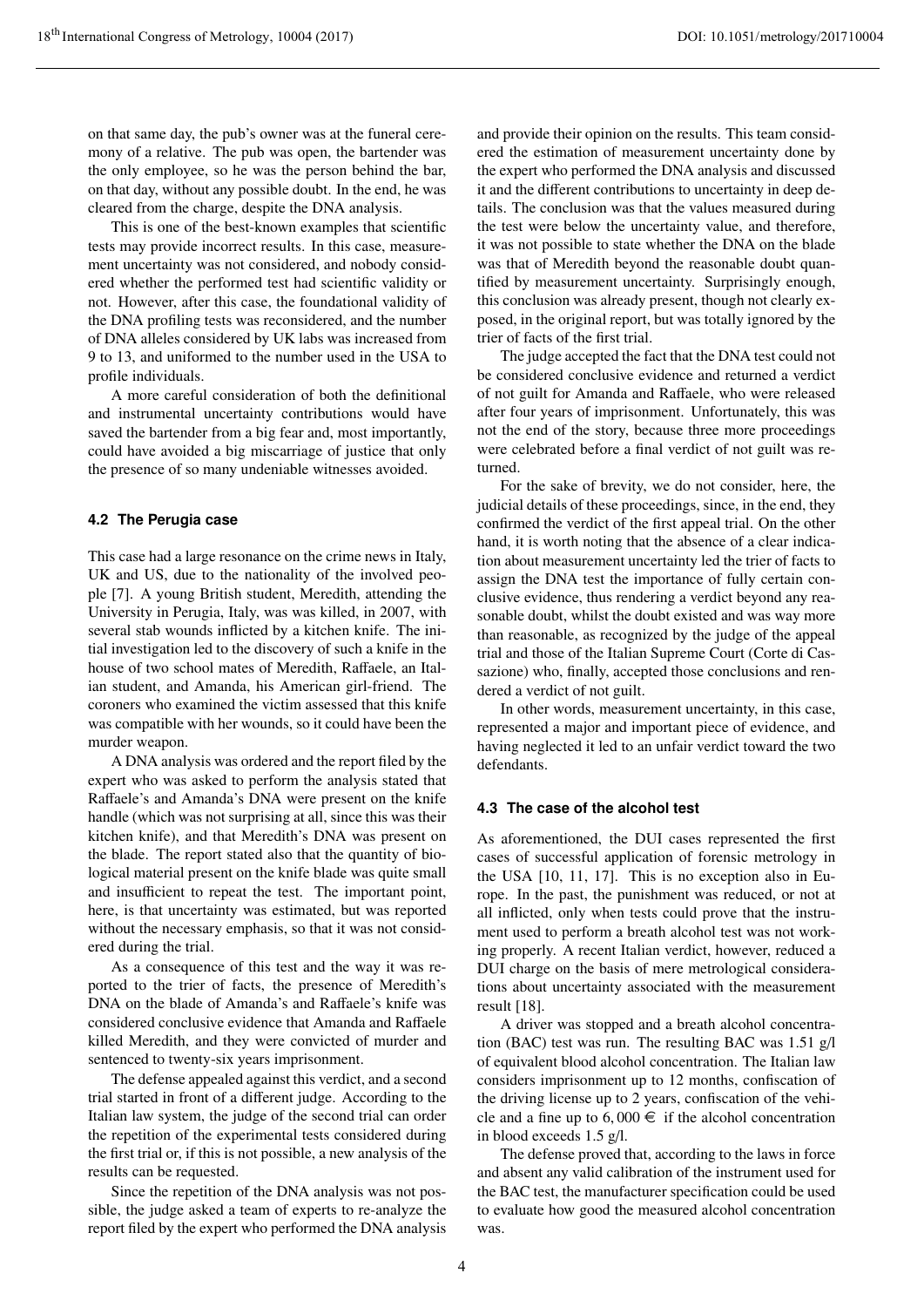on that same day, the pub's owner was at the funeral ceremony of a relative. The pub was open, the bartender was the only employee, so he was the person behind the bar, on that day, without any possible doubt. In the end, he was cleared from the charge, despite the DNA analysis.

This is one of the best-known examples that scientific tests may provide incorrect results. In this case, measurement uncertainty was not considered, and nobody considered whether the performed test had scientific validity or not. However, after this case, the foundational validity of the DNA profiling tests was reconsidered, and the number of DNA alleles considered by UK labs was increased from 9 to 13, and uniformed to the number used in the USA to profile individuals.

A more careful consideration of both the definitional and instrumental uncertainty contributions would have saved the bartender from a big fear and, most importantly, could have avoided a big miscarriage of justice that only the presence of so many undeniable witnesses avoided.

### 4.2 The Perugia case

This case had a large resonance on the crime news in Italy, UK and US, due to the nationality of the involved people [7]. A young British student, Meredith, attending the University in Perugia, Italy, was was killed, in 2007, with several stab wounds inflicted by a kitchen knife. The initial investigation led to the discovery of such a knife in the house of two school mates of Meredith, Raffaele, an Italian student, and Amanda, his American girl-friend. The coroners who examined the victim assessed that this knife was compatible with her wounds, so it could have been the murder weapon.

A DNA analysis was ordered and the report filed by the expert who was asked to perform the analysis stated that Raffaele's and Amanda's DNA were present on the knife handle (which was not surprising at all, since this was their kitchen knife), and that Meredith's DNA was present on the blade. The report stated also that the quantity of biological material present on the knife blade was quite small and insufficient to repeat the test. The important point, here, is that uncertainty was estimated, but was reported without the necessary emphasis, so that it was not considered during the trial.

As a consequence of this test and the way it was reported to the trier of facts, the presence of Meredith's DNA on the blade of Amanda's and Raffaele's knife was considered conclusive evidence that Amanda and Raffaele killed Meredith, and they were convicted of murder and sentenced to twenty-six years imprisonment.

The defense appealed against this verdict, and a second trial started in front of a different judge. According to the Italian law system, the judge of the second trial can order the repetition of the experimental tests considered during the first trial or, if this is not possible, a new analysis of the results can be requested.

Since the repetition of the DNA analysis was not possible, the judge asked a team of experts to re-analyze the report filed by the expert who performed the DNA analysis and provide their opinion on the results. This team considered the estimation of measurement uncertainty done by the expert who performed the DNA analysis and discussed it and the different contributions to uncertainty in deep details. The conclusion was that the values measured during the test were below the uncertainty value, and therefore, it was not possible to state whether the DNA on the blade was that of Meredith beyond the reasonable doubt quantified by measurement uncertainty. Surprisingly enough, this conclusion was already present, though not clearly exposed, in the original report, but was totally ignored by the trier of facts of the first trial.

The judge accepted the fact that the DNA test could not be considered conclusive evidence and returned a verdict of not guilt for Amanda and Raffaele, who were released after four years of imprisonment. Unfortunately, this was not the end of the story, because three more proceedings were celebrated before a final verdict of not guilt was returned.

For the sake of brevity, we do not consider, here, the judicial details of these proceedings, since, in the end, they confirmed the verdict of the first appeal trial. On the other hand, it is worth noting that the absence of a clear indication about measurement uncertainty led the trier of facts to assign the DNA test the importance of fully certain conclusive evidence, thus rendering a verdict beyond any reasonable doubt, whilst the doubt existed and was way more than reasonable, as recognized by the judge of the appeal trial and those of the Italian Supreme Court (Corte di Cassazione) who, finally, accepted those conclusions and rendered a verdict of not guilt.

In other words, measurement uncertainty, in this case, represented a major and important piece of evidence, and having neglected it led to an unfair verdict toward the two defendants.

### 4.3 The case of the alcohol test

As aforementioned, the DUI cases represented the first cases of successful application of forensic metrology in the USA [10, 11, 17]. This is no exception also in Europe. In the past, the punishment was reduced, or not at all inflicted, only when tests could prove that the instrument used to perform a breath alcohol test was not working properly. A recent Italian verdict, however, reduced a DUI charge on the basis of mere metrological considerations about uncertainty associated with the measurement result [18].

A driver was stopped and a breath alcohol concentration (BAC) test was run. The resulting BAC was 1.51 g/l of equivalent blood alcohol concentration. The Italian law considers imprisonment up to 12 months, confiscation of the driving license up to 2 years, confiscation of the vehicle and a fine up to 6,000 € if the alcohol concentration in blood exceeds 1.5 g/l.

The defense proved that, according to the laws in force and absent any valid calibration of the instrument used for the BAC test, the manufacturer specification could be used to evaluate how good the measured alcohol concentration was.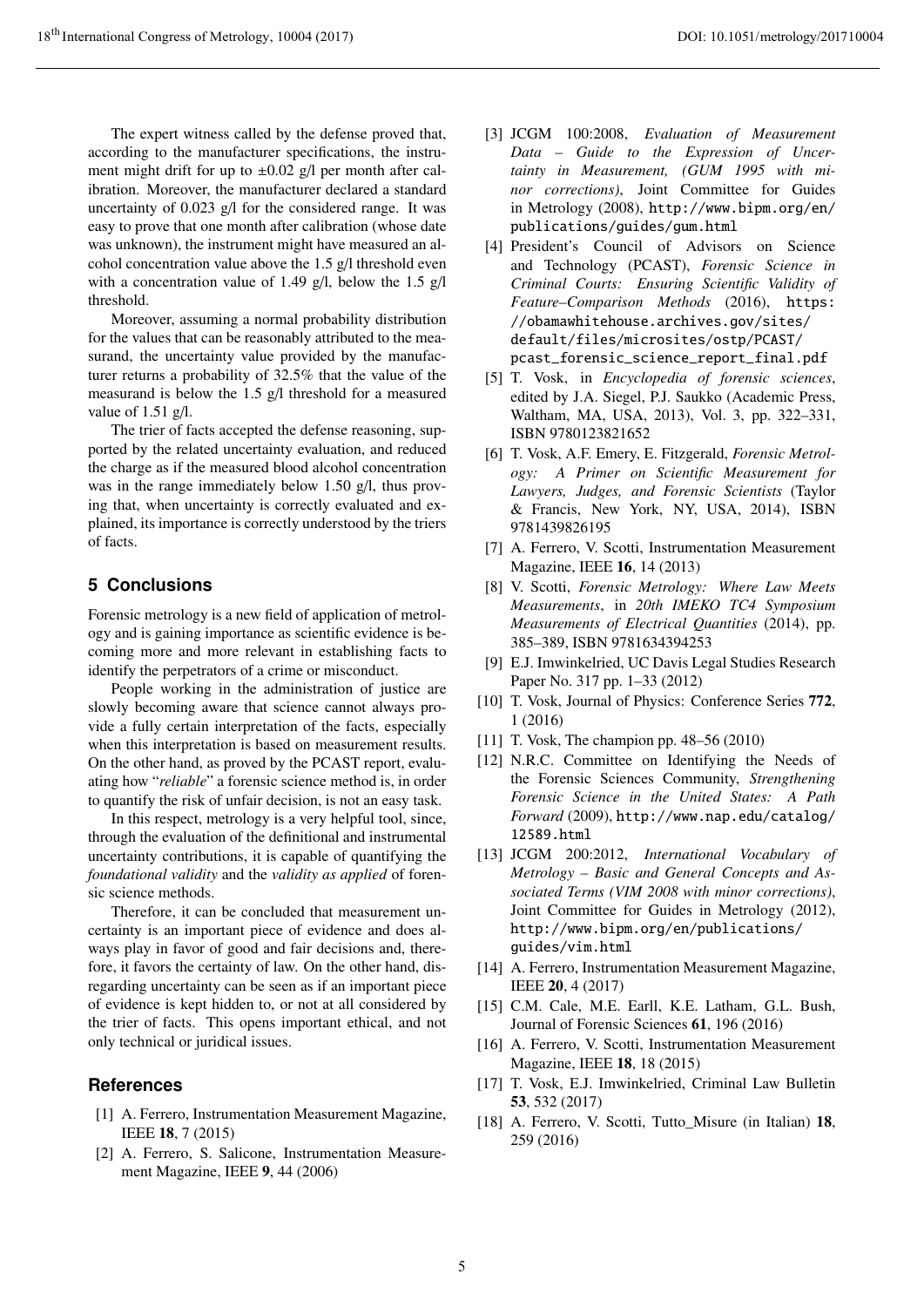The expert witness called by the defense proved that, according to the manufacturer specifications, the instrument might drift for up to ±0.02 g/l per month after calibration. Moreover, the manufacturer declared a standard uncertainty of 0.023 g/l for the considered range. It was easy to prove that one month after calibration (whose date was unknown), the instrument might have measured an alcohol concentration value above the 1.5 g/l threshold even with a concentration value of 1.49 g/l, below the 1.5 g/l threshold.

Moreover, assuming a normal probability distribution for the values that can be reasonably attributed to the measurand, the uncertainty value provided by the manufacturer returns a probability of 32.5% that the value of the measurand is below the 1.5 g/l threshold for a measured value of 1.51 g/l.

The trier of facts accepted the defense reasoning, supported by the related uncertainty evaluation, and reduced the charge as if the measured blood alcohol concentration was in the range immediately below 1.50 g/l, thus proving that, when uncertainty is correctly evaluated and explained, its importance is correctly understood by the triers of facts.

## 5 Conclusions

Forensic metrology is a new field of application of metrology and is gaining importance as scientific evidence is becoming more and more relevant in establishing facts to identify the perpetrators of a crime or misconduct.

People working in the administration of justice are slowly becoming aware that science cannot always provide a fully certain interpretation of the facts, especially when this interpretation is based on measurement results. On the other hand, as proved by the PCAST report, evaluating how "*reliable*" a forensic science method is, in order to quantify the risk of unfair decision, is not an easy task.

In this respect, metrology is a very helpful tool, since, through the evaluation of the definitional and instrumental uncertainty contributions, it is capable of quantifying the *foundational validity* and the *validity as applied* of forensic science methods.

Therefore, it can be concluded that measurement uncertainty is an important piece of evidence and does always play in favor of good and fair decisions and, therefore, it favors the certainty of law. On the other hand, disregarding uncertainty can be seen as if an important piece of evidence is kept hidden to, or not at all considered by the trier of facts. This opens important ethical, and not only technical or juridical issues.

## References

[1] A. Ferrero, Instrumentation Measurement Magazine, IEEE **18**, 7 (2015)

[2] A. Ferrero, S. Salicone, Instrumentation Measurement Magazine, IEEE **9**, 44 (2006)

[3] JCGM 100:2008, *Evaluation of Measurement Data – Guide to the Expression of Uncertainty in Measurement, (GUM 1995 with minor corrections)*, Joint Committee for Guides in Metrology (2008), http://www.bipm.org/en/publications/guides/gum.html

[4] President's Council of Advisors on Science and Technology (PCAST), *Forensic Science in Criminal Courts: Ensuring Scientific Validity of Feature–Comparison Methods* (2016), https://obamawhitehouse.archives.gov/sites/default/files/microsites/ostp/PCAST/pcast_forensic_science_report_final.pdf

[5] T. Vosk, in *Encyclopedia of forensic sciences*, edited by J.A. Siegel, P.J. Saukko (Academic Press, Waltham, MA, USA, 2013), Vol. 3, pp. 322–331, ISBN 9780123821652

[6] T. Vosk, A.F. Emery, E. Fitzgerald, *Forensic Metrology: A Primer on Scientific Measurement for Lawyers, Judges, and Forensic Scientists* (Taylor & Francis, New York, NY, USA, 2014), ISBN 9781439826195

[7] A. Ferrero, V. Scotti, Instrumentation Measurement Magazine, IEEE **16**, 14 (2013)

[8] V. Scotti, *Forensic Metrology: Where Law Meets Measurements*, in *20th IMEKO TC4 Symposium Measurements of Electrical Quantities* (2014), pp. 385–389, ISBN 9781634394253

[9] E.J. Imwinkelried, UC Davis Legal Studies Research Paper No. 317 pp. 1–33 (2012)

[10] T. Vosk, Journal of Physics: Conference Series **772**, 1 (2016)

[11] T. Vosk, The champion pp. 48–56 (2010)

[12] N.R.C. Committee on Identifying the Needs of the Forensic Sciences Community, *Strengthening Forensic Science in the United States: A Path Forward* (2009), http://www.nap.edu/catalog/12589.html

[13] JCGM 200:2012, *International Vocabulary of Metrology – Basic and General Concepts and Associated Terms (VIM 2008 with minor corrections)*, Joint Committee for Guides in Metrology (2012), http://www.bipm.org/en/publications/guides/vim.html

[14] A. Ferrero, Instrumentation Measurement Magazine, IEEE **20**, 4 (2017)

[15] C.M. Cale, M.E. Earll, K.E. Latham, G.L. Bush, Journal of Forensic Sciences **61**, 196 (2016)

[16] A. Ferrero, V. Scotti, Instrumentation Measurement Magazine, IEEE **18**, 18 (2015)

[17] T. Vosk, E.J. Imwinkelried, Criminal Law Bulletin **53**, 532 (2017)

[18] A. Ferrero, V. Scotti, Tutto_Misure (in Italian) **18**, 259 (2016)